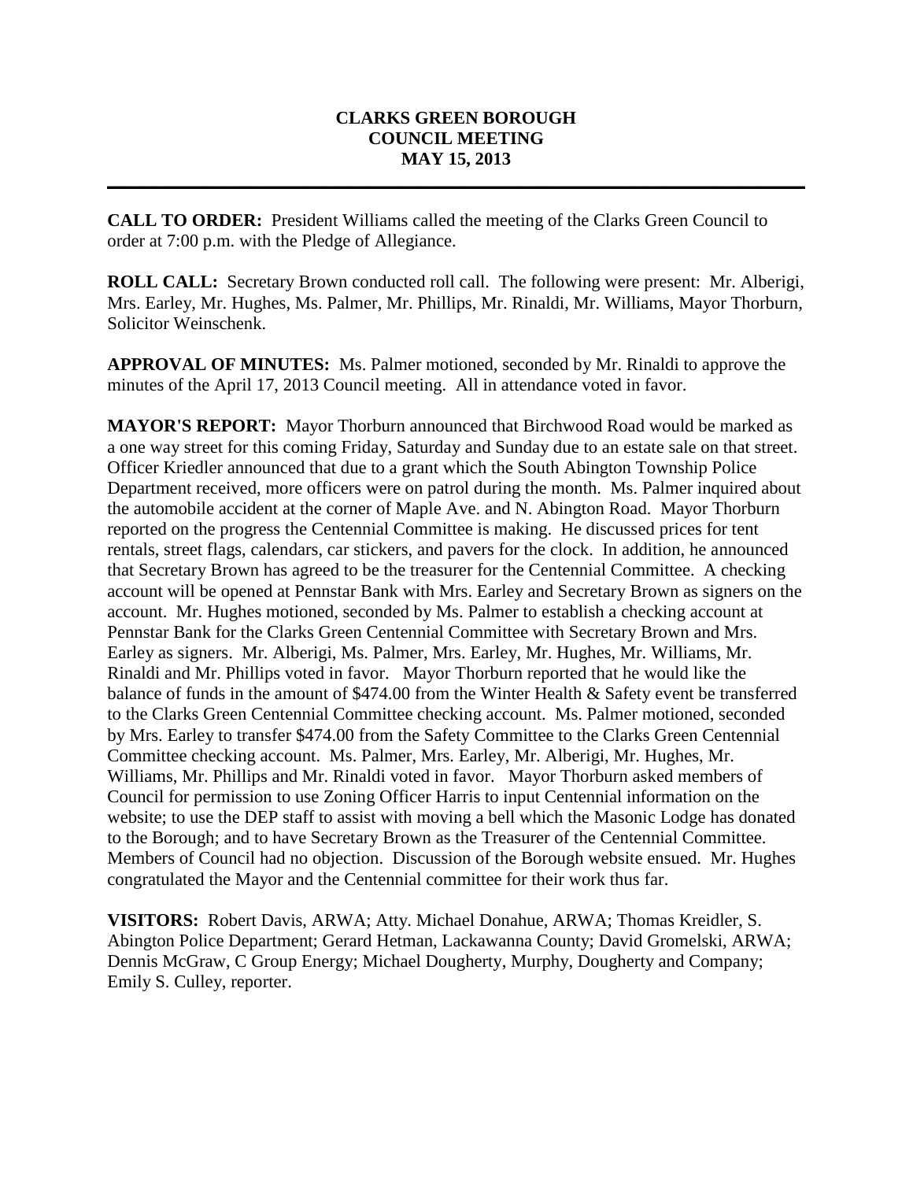# CLARKS GREEN BOROUGH
# COUNCIL MEETING
# MAY 15, 2013

---

**CALL TO ORDER:** President Williams called the meeting of the Clarks Green Council to order at 7:00 p.m. with the Pledge of Allegiance.

**ROLL CALL:** Secretary Brown conducted roll call. The following were present: Mr. Alberigi, Mrs. Earley, Mr. Hughes, Ms. Palmer, Mr. Phillips, Mr. Rinaldi, Mr. Williams, Mayor Thorburn, Solicitor Weinschenk.

**APPROVAL OF MINUTES:** Ms. Palmer motioned, seconded by Mr. Rinaldi to approve the minutes of the April 17, 2013 Council meeting. All in attendance voted in favor.

**MAYOR'S REPORT:** Mayor Thorburn announced that Birchwood Road would be marked as a one way street for this coming Friday, Saturday and Sunday due to an estate sale on that street. Officer Kriedler announced that due to a grant which the South Abington Township Police Department received, more officers were on patrol during the month. Ms. Palmer inquired about the automobile accident at the corner of Maple Ave. and N. Abington Road. Mayor Thorburn reported on the progress the Centennial Committee is making. He discussed prices for tent rentals, street flags, calendars, car stickers, and pavers for the clock. In addition, he announced that Secretary Brown has agreed to be the treasurer for the Centennial Committee. A checking account will be opened at Pennstar Bank with Mrs. Earley and Secretary Brown as signers on the account. Mr. Hughes motioned, seconded by Ms. Palmer to establish a checking account at Pennstar Bank for the Clarks Green Centennial Committee with Secretary Brown and Mrs. Earley as signers. Mr. Alberigi, Ms. Palmer, Mrs. Earley, Mr. Hughes, Mr. Williams, Mr. Rinaldi and Mr. Phillips voted in favor. Mayor Thorburn reported that he would like the balance of funds in the amount of $474.00 from the Winter Health & Safety event be transferred to the Clarks Green Centennial Committee checking account. Ms. Palmer motioned, seconded by Mrs. Earley to transfer $474.00 from the Safety Committee to the Clarks Green Centennial Committee checking account. Ms. Palmer, Mrs. Earley, Mr. Alberigi, Mr. Hughes, Mr. Williams, Mr. Phillips and Mr. Rinaldi voted in favor. Mayor Thorburn asked members of Council for permission to use Zoning Officer Harris to input Centennial information on the website; to use the DEP staff to assist with moving a bell which the Masonic Lodge has donated to the Borough; and to have Secretary Brown as the Treasurer of the Centennial Committee. Members of Council had no objection. Discussion of the Borough website ensued. Mr. Hughes congratulated the Mayor and the Centennial committee for their work thus far.

**VISITORS:** Robert Davis, ARWA; Atty. Michael Donahue, ARWA; Thomas Kreidler, S. Abington Police Department; Gerard Hetman, Lackawanna County; David Gromelski, ARWA; Dennis McGraw, C Group Energy; Michael Dougherty, Murphy, Dougherty and Company; Emily S. Culley, reporter.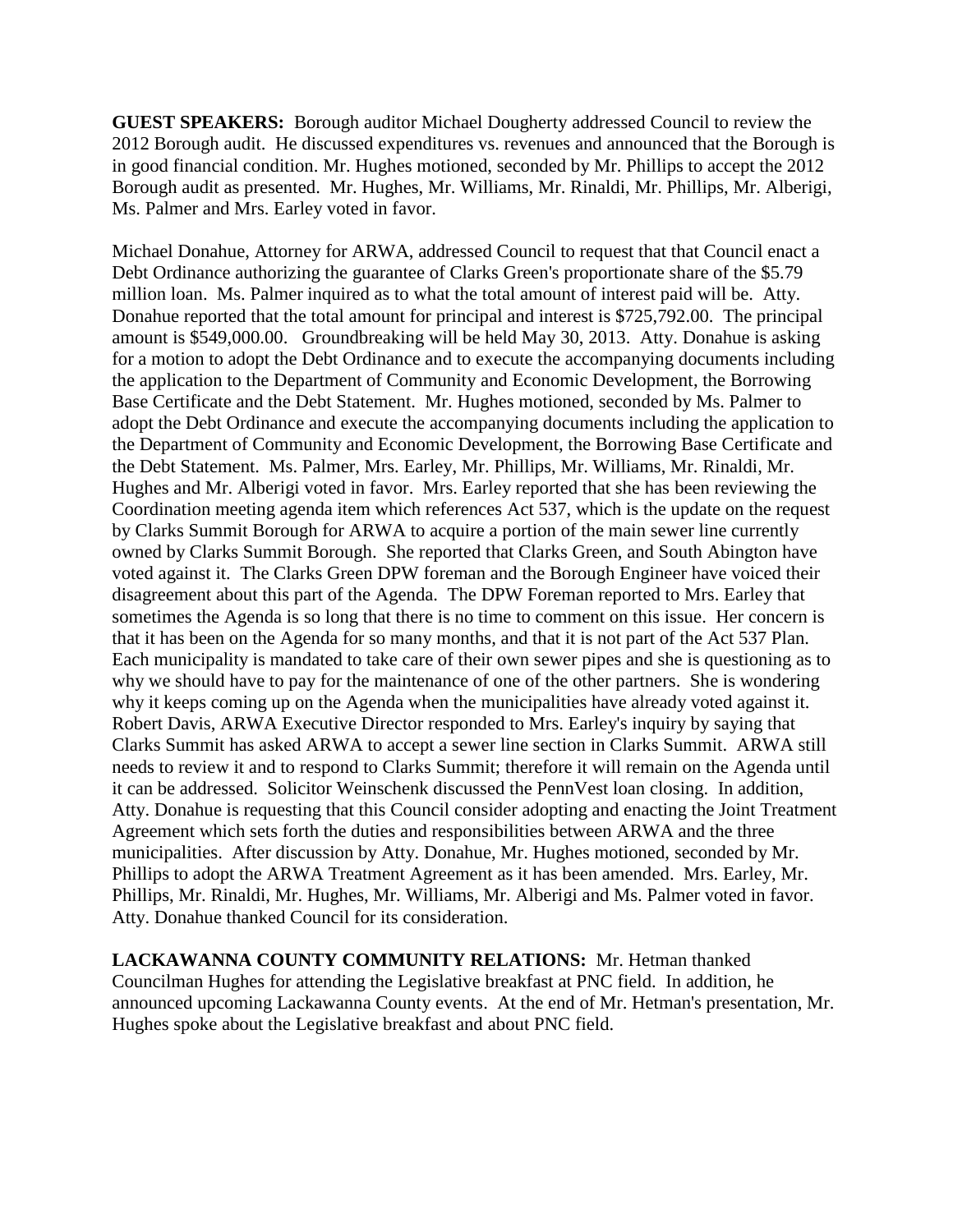**GUEST SPEAKERS:** Borough auditor Michael Dougherty addressed Council to review the 2012 Borough audit. He discussed expenditures vs. revenues and announced that the Borough is in good financial condition. Mr. Hughes motioned, seconded by Mr. Phillips to accept the 2012 Borough audit as presented. Mr. Hughes, Mr. Williams, Mr. Rinaldi, Mr. Phillips, Mr. Alberigi, Ms. Palmer and Mrs. Earley voted in favor.

Michael Donahue, Attorney for ARWA, addressed Council to request that that Council enact a Debt Ordinance authorizing the guarantee of Clarks Green's proportionate share of the $5.79 million loan. Ms. Palmer inquired as to what the total amount of interest paid will be. Atty. Donahue reported that the total amount for principal and interest is $725,792.00. The principal amount is $549,000.00. Groundbreaking will be held May 30, 2013. Atty. Donahue is asking for a motion to adopt the Debt Ordinance and to execute the accompanying documents including the application to the Department of Community and Economic Development, the Borrowing Base Certificate and the Debt Statement. Mr. Hughes motioned, seconded by Ms. Palmer to adopt the Debt Ordinance and execute the accompanying documents including the application to the Department of Community and Economic Development, the Borrowing Base Certificate and the Debt Statement. Ms. Palmer, Mrs. Earley, Mr. Phillips, Mr. Williams, Mr. Rinaldi, Mr. Hughes and Mr. Alberigi voted in favor. Mrs. Earley reported that she has been reviewing the Coordination meeting agenda item which references Act 537, which is the update on the request by Clarks Summit Borough for ARWA to acquire a portion of the main sewer line currently owned by Clarks Summit Borough. She reported that Clarks Green, and South Abington have voted against it. The Clarks Green DPW foreman and the Borough Engineer have voiced their disagreement about this part of the Agenda. The DPW Foreman reported to Mrs. Earley that sometimes the Agenda is so long that there is no time to comment on this issue. Her concern is that it has been on the Agenda for so many months, and that it is not part of the Act 537 Plan. Each municipality is mandated to take care of their own sewer pipes and she is questioning as to why we should have to pay for the maintenance of one of the other partners. She is wondering why it keeps coming up on the Agenda when the municipalities have already voted against it. Robert Davis, ARWA Executive Director responded to Mrs. Earley's inquiry by saying that Clarks Summit has asked ARWA to accept a sewer line section in Clarks Summit. ARWA still needs to review it and to respond to Clarks Summit; therefore it will remain on the Agenda until it can be addressed. Solicitor Weinschenk discussed the PennVest loan closing. In addition, Atty. Donahue is requesting that this Council consider adopting and enacting the Joint Treatment Agreement which sets forth the duties and responsibilities between ARWA and the three municipalities. After discussion by Atty. Donahue, Mr. Hughes motioned, seconded by Mr. Phillips to adopt the ARWA Treatment Agreement as it has been amended. Mrs. Earley, Mr. Phillips, Mr. Rinaldi, Mr. Hughes, Mr. Williams, Mr. Alberigi and Ms. Palmer voted in favor. Atty. Donahue thanked Council for its consideration.

**LACKAWANNA COUNTY COMMUNITY RELATIONS:** Mr. Hetman thanked Councilman Hughes for attending the Legislative breakfast at PNC field. In addition, he announced upcoming Lackawanna County events. At the end of Mr. Hetman's presentation, Mr. Hughes spoke about the Legislative breakfast and about PNC field.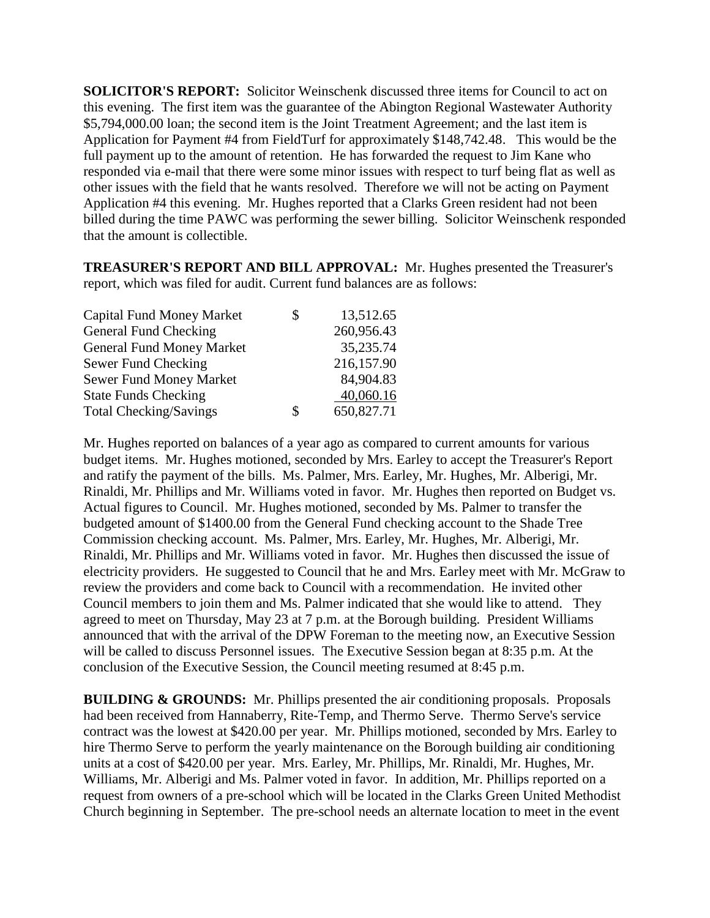**SOLICITOR'S REPORT:** Solicitor Weinschenk discussed three items for Council to act on this evening. The first item was the guarantee of the Abington Regional Wastewater Authority $5,794,000.00 loan; the second item is the Joint Treatment Agreement; and the last item is Application for Payment #4 from FieldTurf for approximately $148,742.48. This would be the full payment up to the amount of retention. He has forwarded the request to Jim Kane who responded via e-mail that there were some minor issues with respect to turf being flat as well as other issues with the field that he wants resolved. Therefore we will not be acting on Payment Application #4 this evening. Mr. Hughes reported that a Clarks Green resident had not been billed during the time PAWC was performing the sewer billing. Solicitor Weinschenk responded that the amount is collectible.

**TREASURER'S REPORT AND BILL APPROVAL:** Mr. Hughes presented the Treasurer's report, which was filed for audit. Current fund balances are as follows:

| | | |
|---|---|---|
| Capital Fund Money Market | $ | 13,512.65 |
| General Fund Checking | | 260,956.43 |
| General Fund Money Market | | 35,235.74 |
| Sewer Fund Checking | | 216,157.90 |
| Sewer Fund Money Market | | 84,904.83 |
| State Funds Checking | | 40,060.16 |
| Total Checking/Savings | $ | 650,827.71 |

Mr. Hughes reported on balances of a year ago as compared to current amounts for various budget items. Mr. Hughes motioned, seconded by Mrs. Earley to accept the Treasurer's Report and ratify the payment of the bills. Ms. Palmer, Mrs. Earley, Mr. Hughes, Mr. Alberigi, Mr. Rinaldi, Mr. Phillips and Mr. Williams voted in favor. Mr. Hughes then reported on Budget vs. Actual figures to Council. Mr. Hughes motioned, seconded by Ms. Palmer to transfer the budgeted amount of $1400.00 from the General Fund checking account to the Shade Tree Commission checking account. Ms. Palmer, Mrs. Earley, Mr. Hughes, Mr. Alberigi, Mr. Rinaldi, Mr. Phillips and Mr. Williams voted in favor. Mr. Hughes then discussed the issue of electricity providers. He suggested to Council that he and Mrs. Earley meet with Mr. McGraw to review the providers and come back to Council with a recommendation. He invited other Council members to join them and Ms. Palmer indicated that she would like to attend. They agreed to meet on Thursday, May 23 at 7 p.m. at the Borough building. President Williams announced that with the arrival of the DPW Foreman to the meeting now, an Executive Session will be called to discuss Personnel issues. The Executive Session began at 8:35 p.m. At the conclusion of the Executive Session, the Council meeting resumed at 8:45 p.m.

**BUILDING & GROUNDS:** Mr. Phillips presented the air conditioning proposals. Proposals had been received from Hannaberry, Rite-Temp, and Thermo Serve. Thermo Serve's service contract was the lowest at $420.00 per year. Mr. Phillips motioned, seconded by Mrs. Earley to hire Thermo Serve to perform the yearly maintenance on the Borough building air conditioning units at a cost of $420.00 per year. Mrs. Earley, Mr. Phillips, Mr. Rinaldi, Mr. Hughes, Mr. Williams, Mr. Alberigi and Ms. Palmer voted in favor. In addition, Mr. Phillips reported on a request from owners of a pre-school which will be located in the Clarks Green United Methodist Church beginning in September. The pre-school needs an alternate location to meet in the event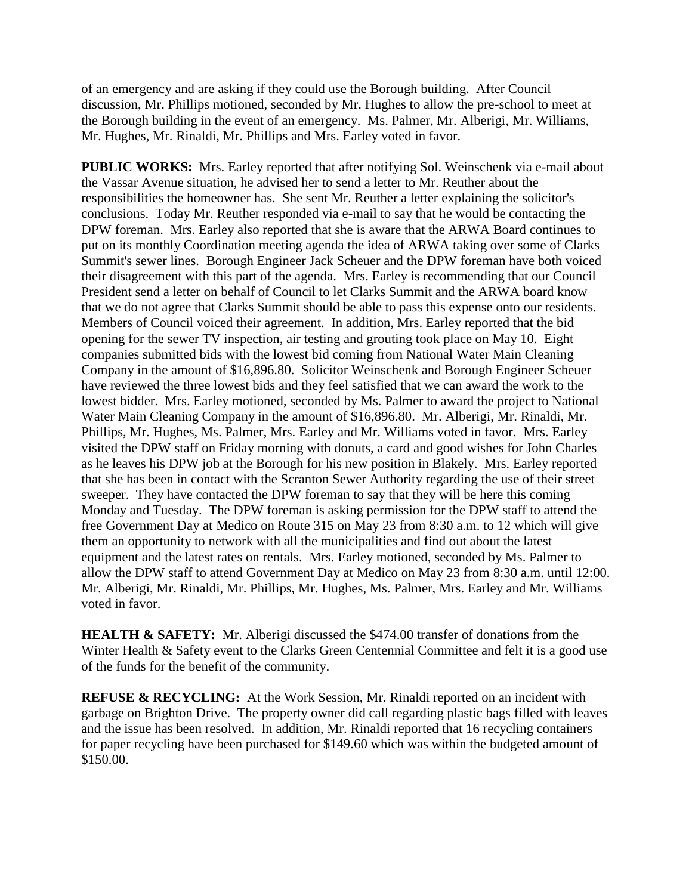of an emergency and are asking if they could use the Borough building. After Council discussion, Mr. Phillips motioned, seconded by Mr. Hughes to allow the pre-school to meet at the Borough building in the event of an emergency. Ms. Palmer, Mr. Alberigi, Mr. Williams, Mr. Hughes, Mr. Rinaldi, Mr. Phillips and Mrs. Earley voted in favor.

**PUBLIC WORKS:** Mrs. Earley reported that after notifying Sol. Weinschenk via e-mail about the Vassar Avenue situation, he advised her to send a letter to Mr. Reuther about the responsibilities the homeowner has. She sent Mr. Reuther a letter explaining the solicitor's conclusions. Today Mr. Reuther responded via e-mail to say that he would be contacting the DPW foreman. Mrs. Earley also reported that she is aware that the ARWA Board continues to put on its monthly Coordination meeting agenda the idea of ARWA taking over some of Clarks Summit's sewer lines. Borough Engineer Jack Scheuer and the DPW foreman have both voiced their disagreement with this part of the agenda. Mrs. Earley is recommending that our Council President send a letter on behalf of Council to let Clarks Summit and the ARWA board know that we do not agree that Clarks Summit should be able to pass this expense onto our residents. Members of Council voiced their agreement. In addition, Mrs. Earley reported that the bid opening for the sewer TV inspection, air testing and grouting took place on May 10. Eight companies submitted bids with the lowest bid coming from National Water Main Cleaning Company in the amount of $16,896.80. Solicitor Weinschenk and Borough Engineer Scheuer have reviewed the three lowest bids and they feel satisfied that we can award the work to the lowest bidder. Mrs. Earley motioned, seconded by Ms. Palmer to award the project to National Water Main Cleaning Company in the amount of $16,896.80. Mr. Alberigi, Mr. Rinaldi, Mr. Phillips, Mr. Hughes, Ms. Palmer, Mrs. Earley and Mr. Williams voted in favor. Mrs. Earley visited the DPW staff on Friday morning with donuts, a card and good wishes for John Charles as he leaves his DPW job at the Borough for his new position in Blakely. Mrs. Earley reported that she has been in contact with the Scranton Sewer Authority regarding the use of their street sweeper. They have contacted the DPW foreman to say that they will be here this coming Monday and Tuesday. The DPW foreman is asking permission for the DPW staff to attend the free Government Day at Medico on Route 315 on May 23 from 8:30 a.m. to 12 which will give them an opportunity to network with all the municipalities and find out about the latest equipment and the latest rates on rentals. Mrs. Earley motioned, seconded by Ms. Palmer to allow the DPW staff to attend Government Day at Medico on May 23 from 8:30 a.m. until 12:00. Mr. Alberigi, Mr. Rinaldi, Mr. Phillips, Mr. Hughes, Ms. Palmer, Mrs. Earley and Mr. Williams voted in favor.

**HEALTH & SAFETY:** Mr. Alberigi discussed the $474.00 transfer of donations from the Winter Health & Safety event to the Clarks Green Centennial Committee and felt it is a good use of the funds for the benefit of the community.

**REFUSE & RECYCLING:** At the Work Session, Mr. Rinaldi reported on an incident with garbage on Brighton Drive. The property owner did call regarding plastic bags filled with leaves and the issue has been resolved. In addition, Mr. Rinaldi reported that 16 recycling containers for paper recycling have been purchased for $149.60 which was within the budgeted amount of $150.00.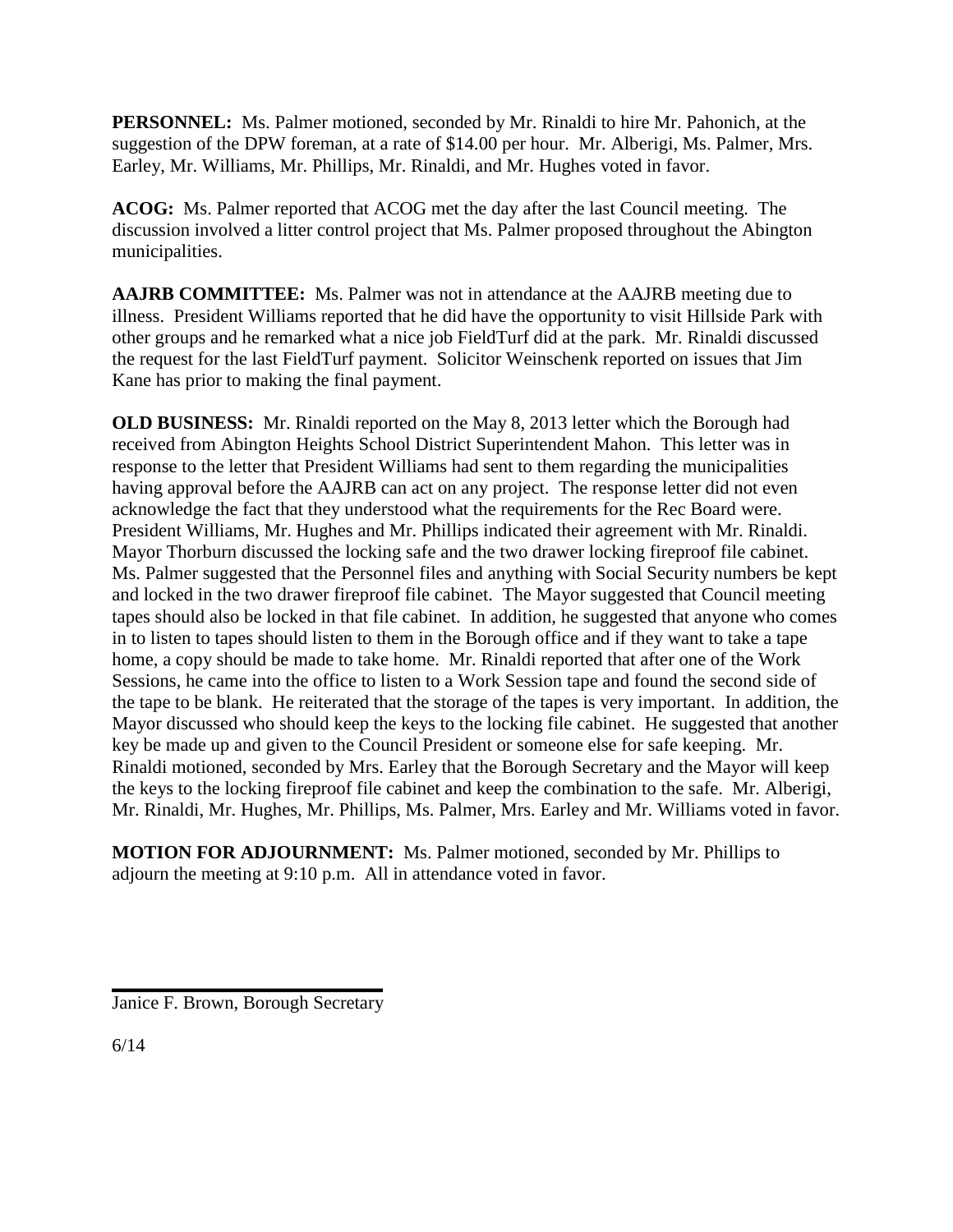**PERSONNEL:** Ms. Palmer motioned, seconded by Mr. Rinaldi to hire Mr. Pahonich, at the suggestion of the DPW foreman, at a rate of $14.00 per hour. Mr. Alberigi, Ms. Palmer, Mrs. Earley, Mr. Williams, Mr. Phillips, Mr. Rinaldi, and Mr. Hughes voted in favor.

**ACOG:** Ms. Palmer reported that ACOG met the day after the last Council meeting. The discussion involved a litter control project that Ms. Palmer proposed throughout the Abington municipalities.

**AAJRB COMMITTEE:** Ms. Palmer was not in attendance at the AAJRB meeting due to illness. President Williams reported that he did have the opportunity to visit Hillside Park with other groups and he remarked what a nice job FieldTurf did at the park. Mr. Rinaldi discussed the request for the last FieldTurf payment. Solicitor Weinschenk reported on issues that Jim Kane has prior to making the final payment.

**OLD BUSINESS:** Mr. Rinaldi reported on the May 8, 2013 letter which the Borough had received from Abington Heights School District Superintendent Mahon. This letter was in response to the letter that President Williams had sent to them regarding the municipalities having approval before the AAJRB can act on any project. The response letter did not even acknowledge the fact that they understood what the requirements for the Rec Board were. President Williams, Mr. Hughes and Mr. Phillips indicated their agreement with Mr. Rinaldi. Mayor Thorburn discussed the locking safe and the two drawer locking fireproof file cabinet. Ms. Palmer suggested that the Personnel files and anything with Social Security numbers be kept and locked in the two drawer fireproof file cabinet. The Mayor suggested that Council meeting tapes should also be locked in that file cabinet. In addition, he suggested that anyone who comes in to listen to tapes should listen to them in the Borough office and if they want to take a tape home, a copy should be made to take home. Mr. Rinaldi reported that after one of the Work Sessions, he came into the office to listen to a Work Session tape and found the second side of the tape to be blank. He reiterated that the storage of the tapes is very important. In addition, the Mayor discussed who should keep the keys to the locking file cabinet. He suggested that another key be made up and given to the Council President or someone else for safe keeping. Mr. Rinaldi motioned, seconded by Mrs. Earley that the Borough Secretary and the Mayor will keep the keys to the locking fireproof file cabinet and keep the combination to the safe. Mr. Alberigi, Mr. Rinaldi, Mr. Hughes, Mr. Phillips, Ms. Palmer, Mrs. Earley and Mr. Williams voted in favor.

**MOTION FOR ADJOURNMENT:** Ms. Palmer motioned, seconded by Mr. Phillips to adjourn the meeting at 9:10 p.m. All in attendance voted in favor.

Janice F. Brown, Borough Secretary

6/14